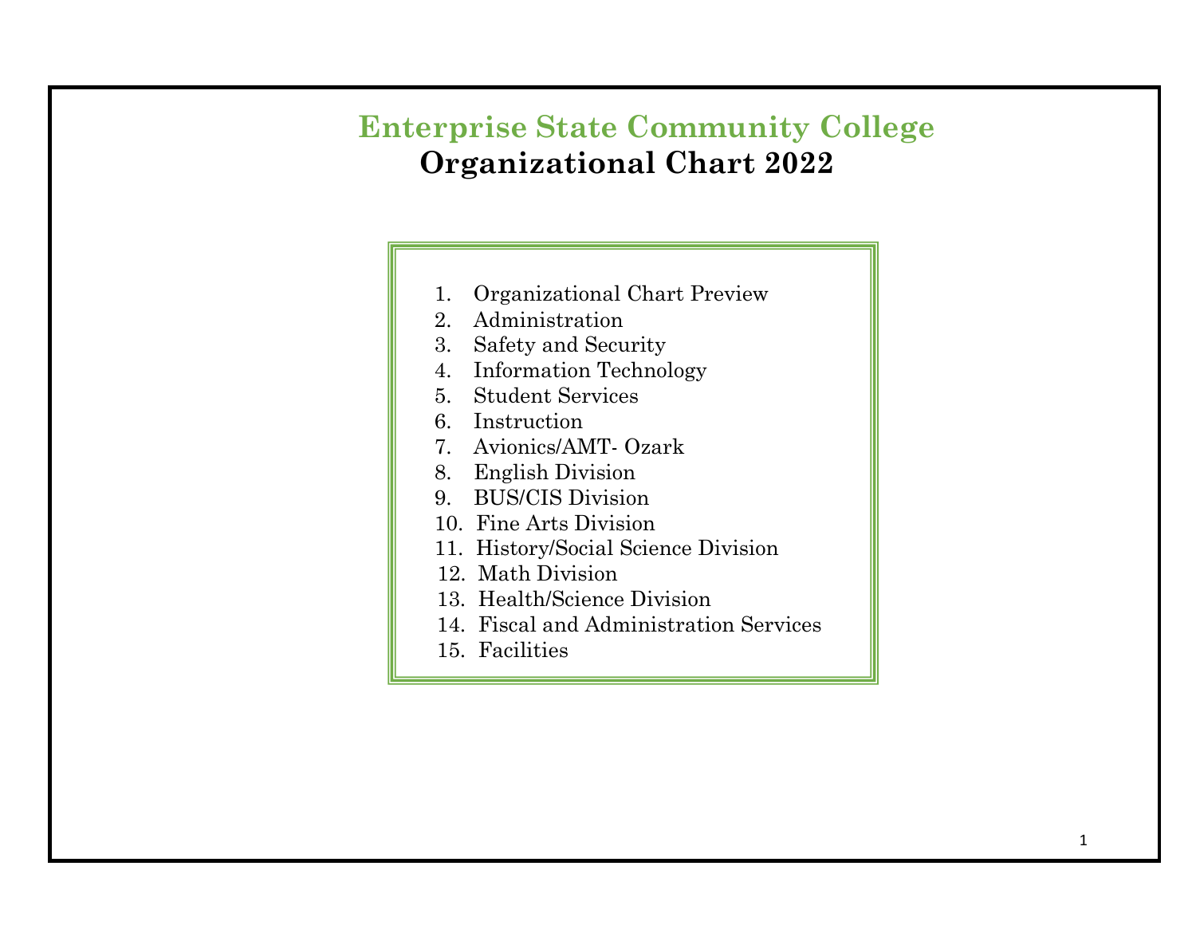# Enterprise State Community College

## Organizational Chart 2022

1. Organizational Chart Preview
2. Administration
3. Safety and Security
4. Information Technology
5. Student Services
6. Instruction
7. Avionics/AMT- Ozark
8. English Division
9. BUS/CIS Division
10. Fine Arts Division
11. History/Social Science Division
12. Math Division
13. Health/Science Division
14. Fiscal and Administration Services
15. Facilities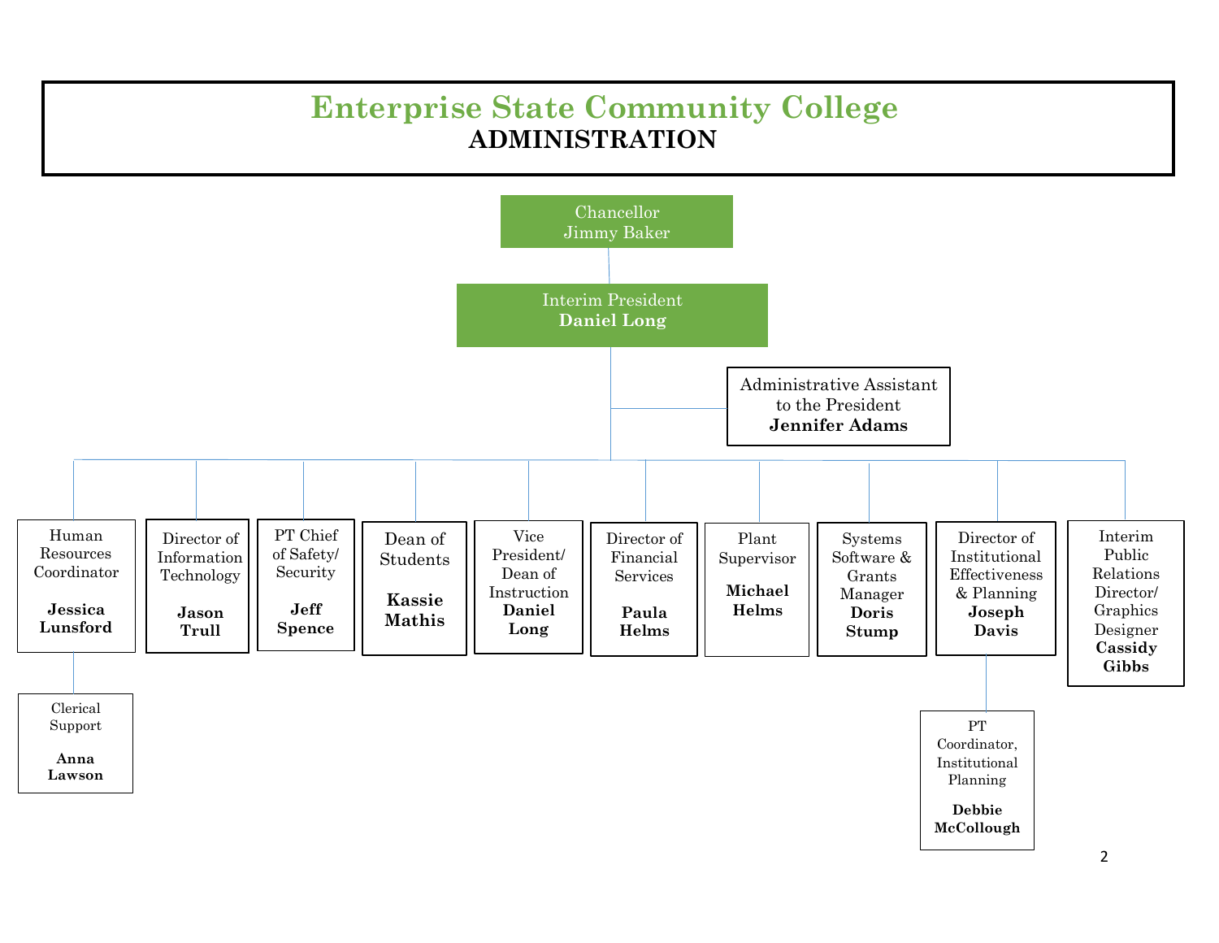# Enterprise State Community College

## ADMINISTRATION

- Chancellor
  Jimmy Baker
  - Interim President
    **Daniel Long**
    - Administrative Assistant to the President
      **Jennifer Adams**
    - Human Resources Coordinator
      **Jessica Lunsford**
      - Clerical Support
        **Anna Lawson**
    - Director of Information Technology
      **Jason Trull**
    - PT Chief of Safety/ Security
      **Jeff Spence**
    - Dean of Students
      **Kassie Mathis**
    - Vice President/ Dean of Instruction
      **Daniel Long**
    - Director of Financial Services
      **Paula Helms**
    - Plant Supervisor
      **Michael Helms**
    - Systems Software & Grants Manager
      **Doris Stump**
    - Director of Institutional Effectiveness & Planning
      **Joseph Davis**
      - PT Coordinator, Institutional Planning
        **Debbie McCollough**
    - Interim Public Relations Director/ Graphics Designer
      **Cassidy Gibbs**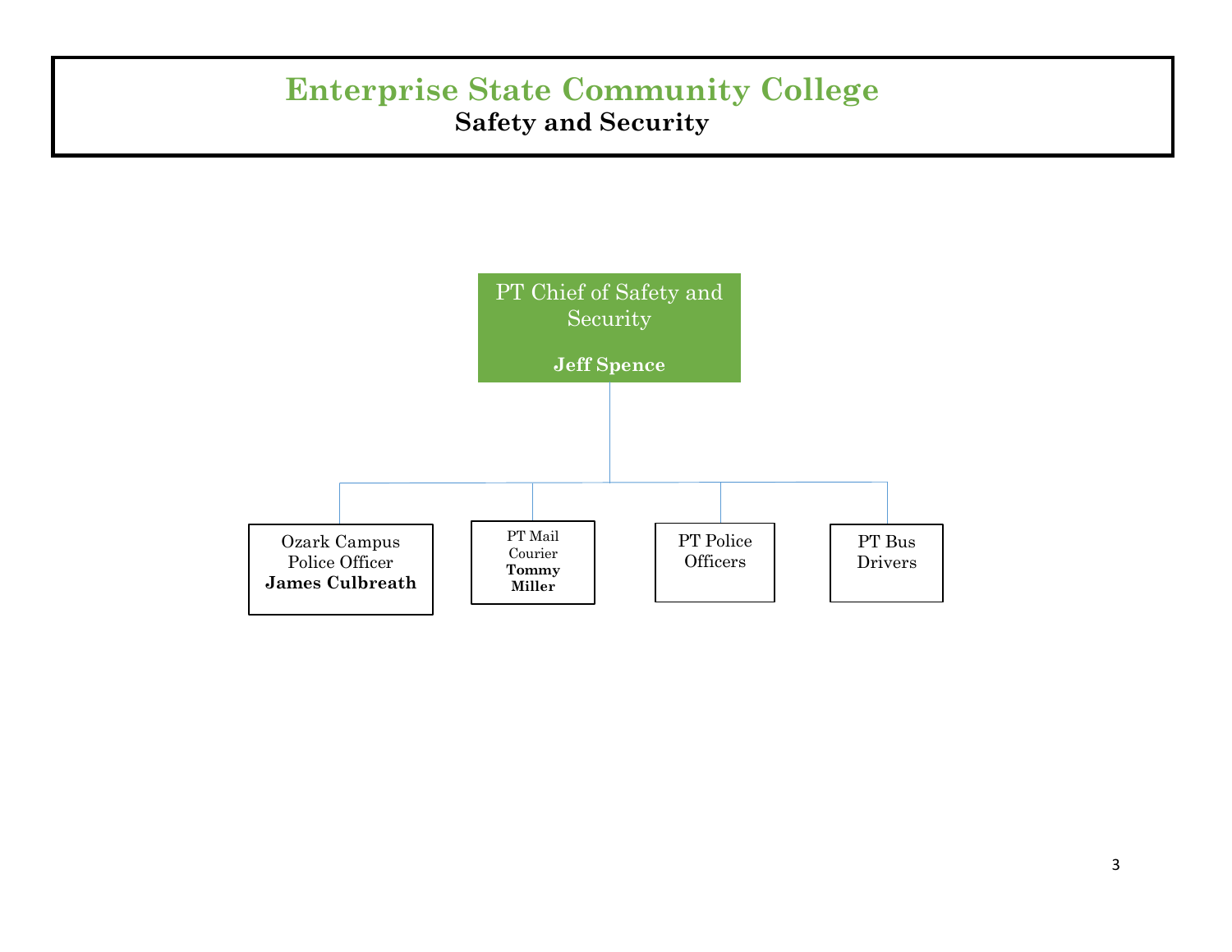# Enterprise State Community College

## Safety and Security

**PT Chief of Safety and Security**
**Jeff Spence**

- Ozark Campus Police Officer
  **James Culbreath**
- PT Mail Courier
  **Tommy Miller**
- PT Police Officers
- PT Bus Drivers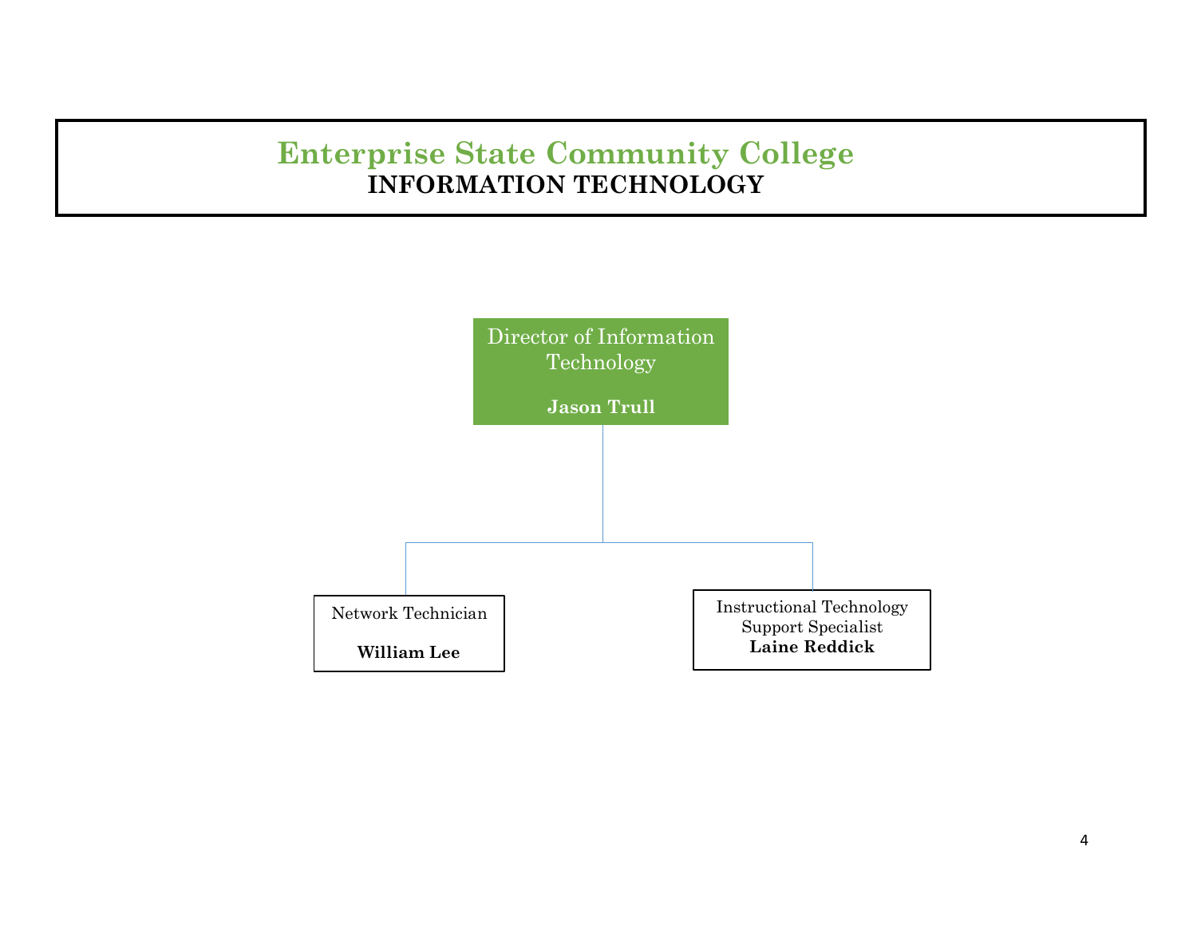# Enterprise State Community College
## INFORMATION TECHNOLOGY

Director of Information Technology

**Jason Trull**

- Network Technician

  **William Lee**

- Instructional Technology Support Specialist

  **Laine Reddick**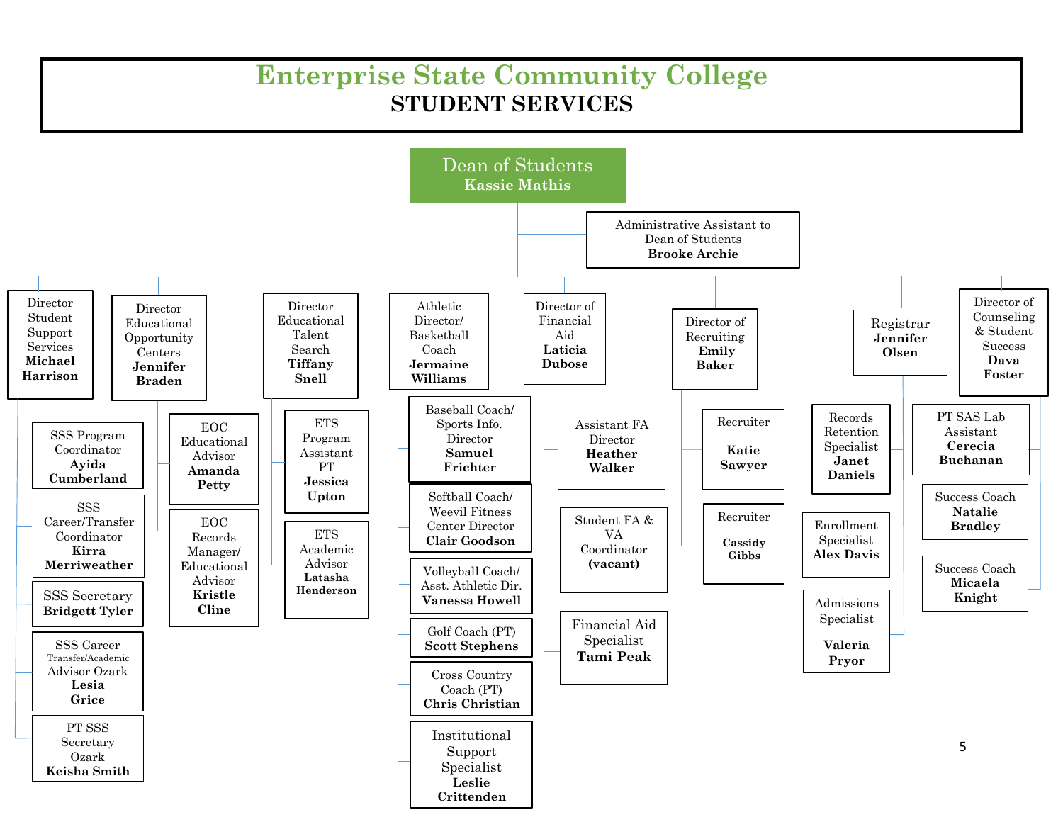# Enterprise State Community College

## STUDENT SERVICES

**Dean of Students** — **Kassie Mathis**

- Administrative Assistant to Dean of Students — **Brooke Archie**

### Director Student Support Services — **Michael Harrison**
- SSS Program Coordinator — **Ayida Cumberland**
- SSS Career/Transfer Coordinator — **Kirra Merriweather**
- SSS Secretary — **Bridgett Tyler**
- SSS Career Transfer/Academic Advisor Ozark — **Lesia Grice**
- PT SSS Secretary Ozark — **Keisha Smith**

### Director Educational Opportunity Centers — **Jennifer Braden**
- EOC Educational Advisor — **Amanda Petty**
- EOC Records Manager/ Educational Advisor — **Kristle Cline**

### Director Educational Talent Search — **Tiffany Snell**
- ETS Program Assistant PT — **Jessica Upton**
- ETS Academic Advisor — **Latasha Henderson**

### Athletic Director/ Basketball Coach — **Jermaine Williams**
- Baseball Coach/ Sports Info. Director — **Samuel Frichter**
- Softball Coach/ Weevil Fitness Center Director — **Clair Goodson**
- Volleyball Coach/ Asst. Athletic Dir. — **Vanessa Howell**
- Golf Coach (PT) — **Scott Stephens**
- Cross Country Coach (PT) — **Chris Christian**
- Institutional Support Specialist — **Leslie Crittenden**

### Director of Financial Aid — **Laticia Dubose**
- Assistant FA Director — **Heather Walker**
- Student FA & VA Coordinator — **(vacant)**
- Financial Aid Specialist — **Tami Peak**

### Director of Recruiting — **Emily Baker**
- Recruiter — **Katie Sawyer**
- Recruiter — **Cassidy Gibbs**

### Registrar — **Jennifer Olsen**
- Records Retention Specialist — **Janet Daniels**
- Enrollment Specialist — **Alex Davis**
- Admissions Specialist — **Valeria Pryor**

### Director of Counseling & Student Success — **Dava Foster**
- PT SAS Lab Assistant — **Cerecia Buchanan**
- Success Coach — **Natalie Bradley**
- Success Coach — **Micaela Knight**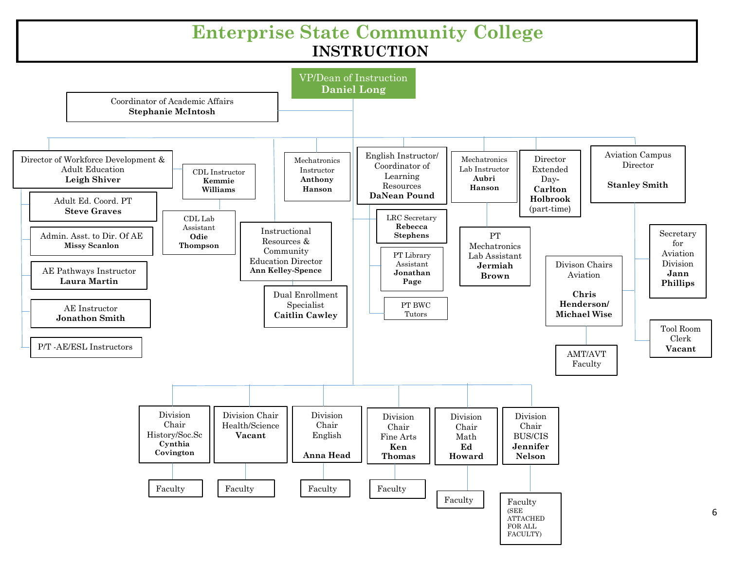# Enterprise State Community College

## INSTRUCTION

**VP/Dean of Instruction** — **Daniel Long**

- Coordinator of Academic Affairs — **Stephanie McIntosh**

### Director of Workforce Development & Adult Education — **Leigh Shiver**

- Adult Ed. Coord. PT — **Steve Graves**
- Admin. Asst. to Dir. Of AE — **Missy Scanlon**
- AE Pathways Instructor — **Laura Martin**
- AE Instructor — **Jonathon Smith**
- P/T -AE/ESL Instructors
- CDL Instructor — **Kemmie Williams**
  - CDL Lab Assistant — **Odie Thompson**

### Instructional Resources & Community Education Director — **Ann Kelley-Spence**

- Dual Enrollment Specialist — **Caitlin Cawley**

### Mechatronics Instructor — **Anthony Hanson**

### English Instructor/ Coordinator of Learning Resources — **DaNean Pound**

- LRC Secretary — **Rebecca Stephens**
- PT Library Assistant — **Jonathan Page**
- PT BWC Tutors

### Mechatronics Lab Instructor — **Aubri Hanson**

- PT Mechatronics Lab Assistant — **Jermiah Brown**

### Director Extended Day- **Carlton Holbrook** (part-time)

### Aviation Campus Director — **Stanley Smith**

- Secretary for Aviation Division — **Jann Phillips**
- Tool Room Clerk — **Vacant**
- Divison Chairs Aviation — **Chris Henderson/ Michael Wise**
  - AMT/AVT Faculty

### Division Chairs

- Division Chair History/Soc.Sc — **Cynthia Covington**
  - Faculty
- Division Chair Health/Science — **Vacant**
  - Faculty
- Division Chair English — **Anna Head**
  - Faculty
- Division Chair Fine Arts — **Ken Thomas**
  - Faculty
- Division Chair Math — **Ed Howard**
  - Faculty
- Division Chair BUS/CIS — **Jennifer Nelson**
  - Faculty (SEE ATTACHED FOR ALL FACULTY)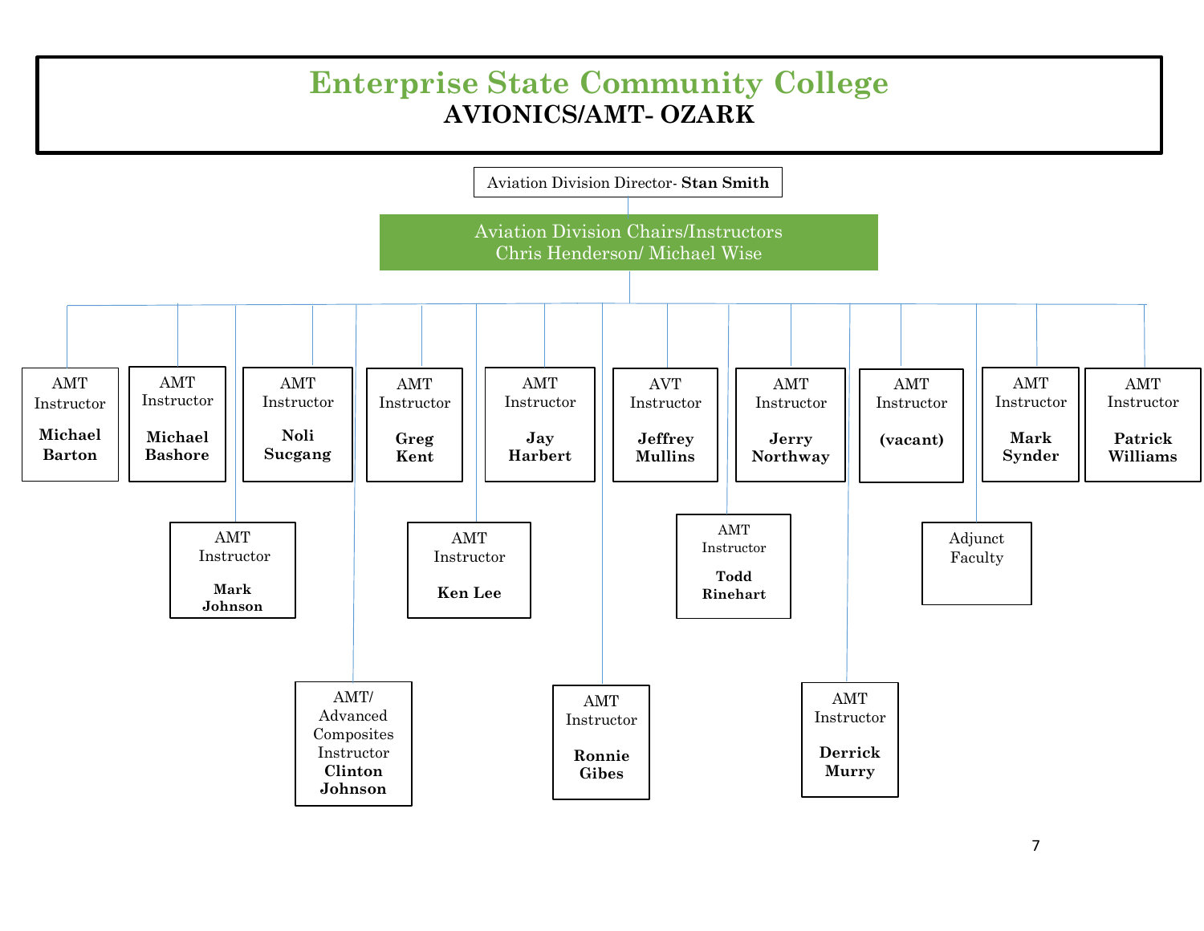# Enterprise State Community College

## AVIONICS/AMT- OZARK

Aviation Division Director- **Stan Smith**

Aviation Division Chairs/Instructors
Chris Henderson/ Michael Wise

- AMT Instructor **Michael Barton**
- AMT Instructor **Michael Bashore**
- AMT Instructor **Mark Johnson**
- AMT Instructor **Noli Sucgang**
- AMT/ Advanced Composites Instructor **Clinton Johnson**
- AMT Instructor **Greg Kent**
- AMT Instructor **Ken Lee**
- AMT Instructor **Jay Harbert**
- AMT Instructor **Ronnie Gibes**
- AVT Instructor **Jeffrey Mullins**
- AMT Instructor **Todd Rinehart**
- AMT Instructor **Jerry Northway**
- AMT Instructor **Derrick Murry**
- AMT Instructor **(vacant)**
- Adjunct Faculty
- AMT Instructor **Mark Synder**
- AMT Instructor **Patrick Williams**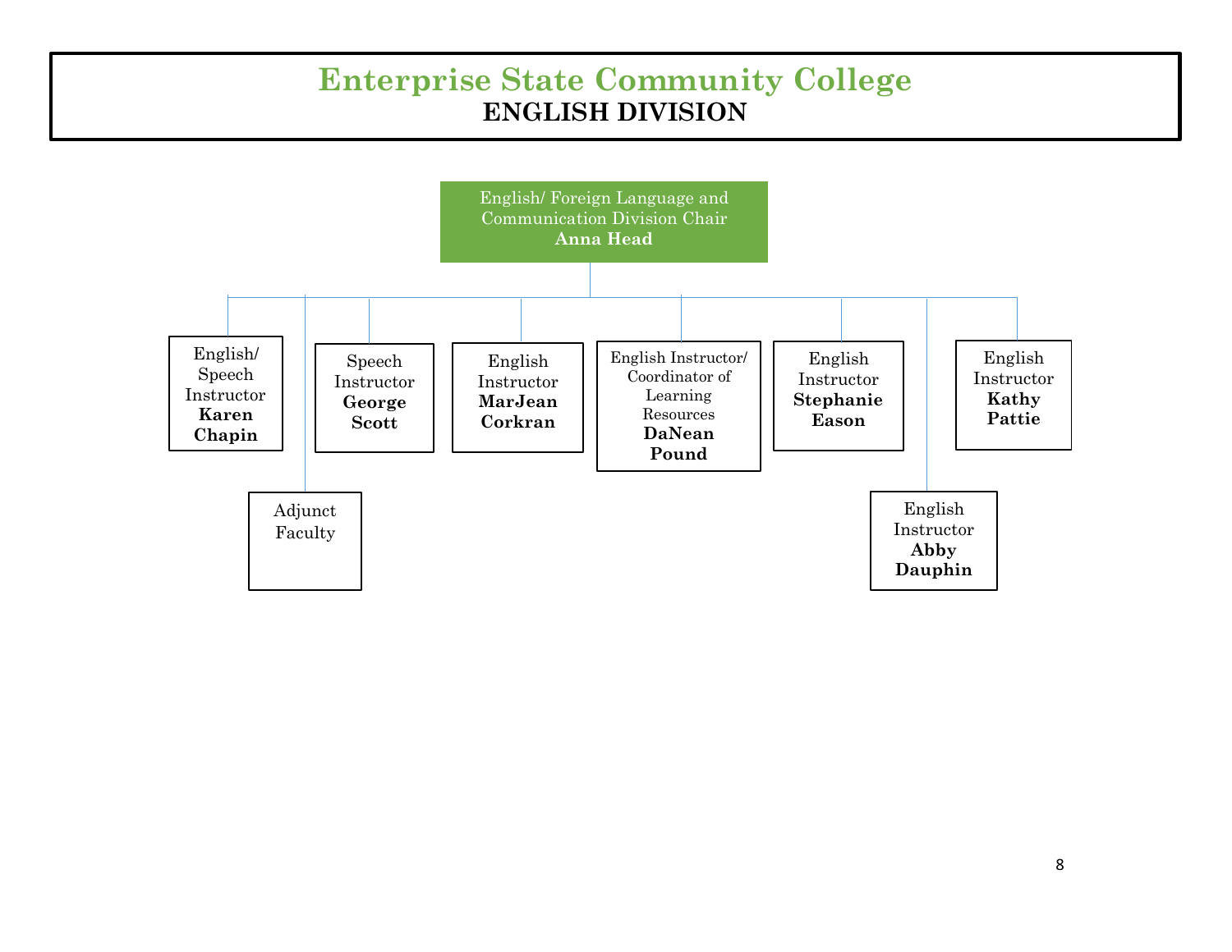# Enterprise State Community College

## ENGLISH DIVISION

English/ Foreign Language and Communication Division Chair
**Anna Head**

- English/ Speech Instructor **Karen Chapin**
- Adjunct Faculty
- Speech Instructor **George Scott**
- English Instructor **MarJean Corkran**
- English Instructor/ Coordinator of Learning Resources **DaNean Pound**
- English Instructor **Stephanie Eason**
- English Instructor **Abby Dauphin**
- English Instructor **Kathy Pattie**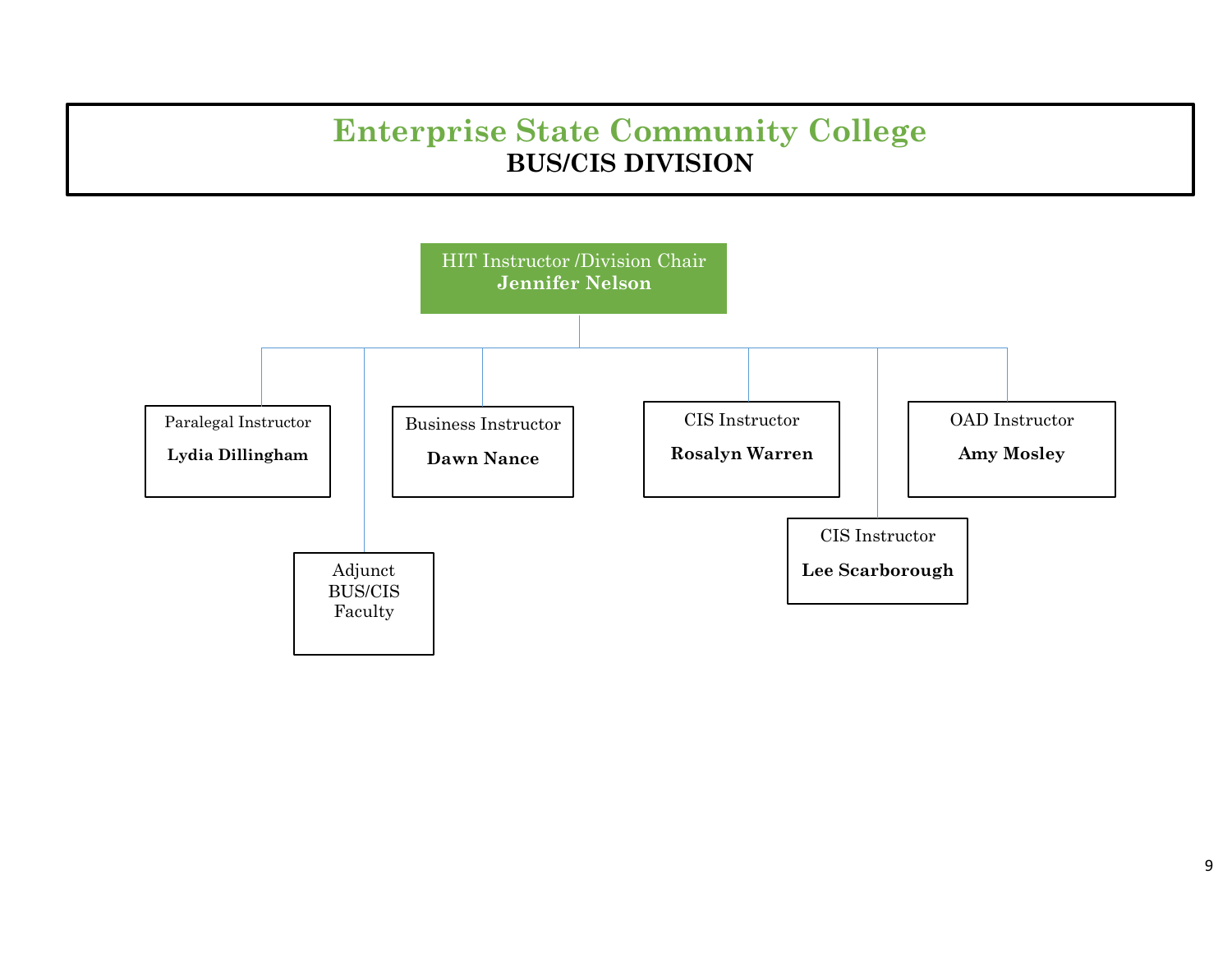# Enterprise State Community College

## BUS/CIS DIVISION

**HIT Instructor /Division Chair**
**Jennifer Nelson**

- Paralegal Instructor — **Lydia Dillingham**
- Adjunct BUS/CIS Faculty
- Business Instructor — **Dawn Nance**
- CIS Instructor — **Rosalyn Warren**
- CIS Instructor — **Lee Scarborough**
- OAD Instructor — **Amy Mosley**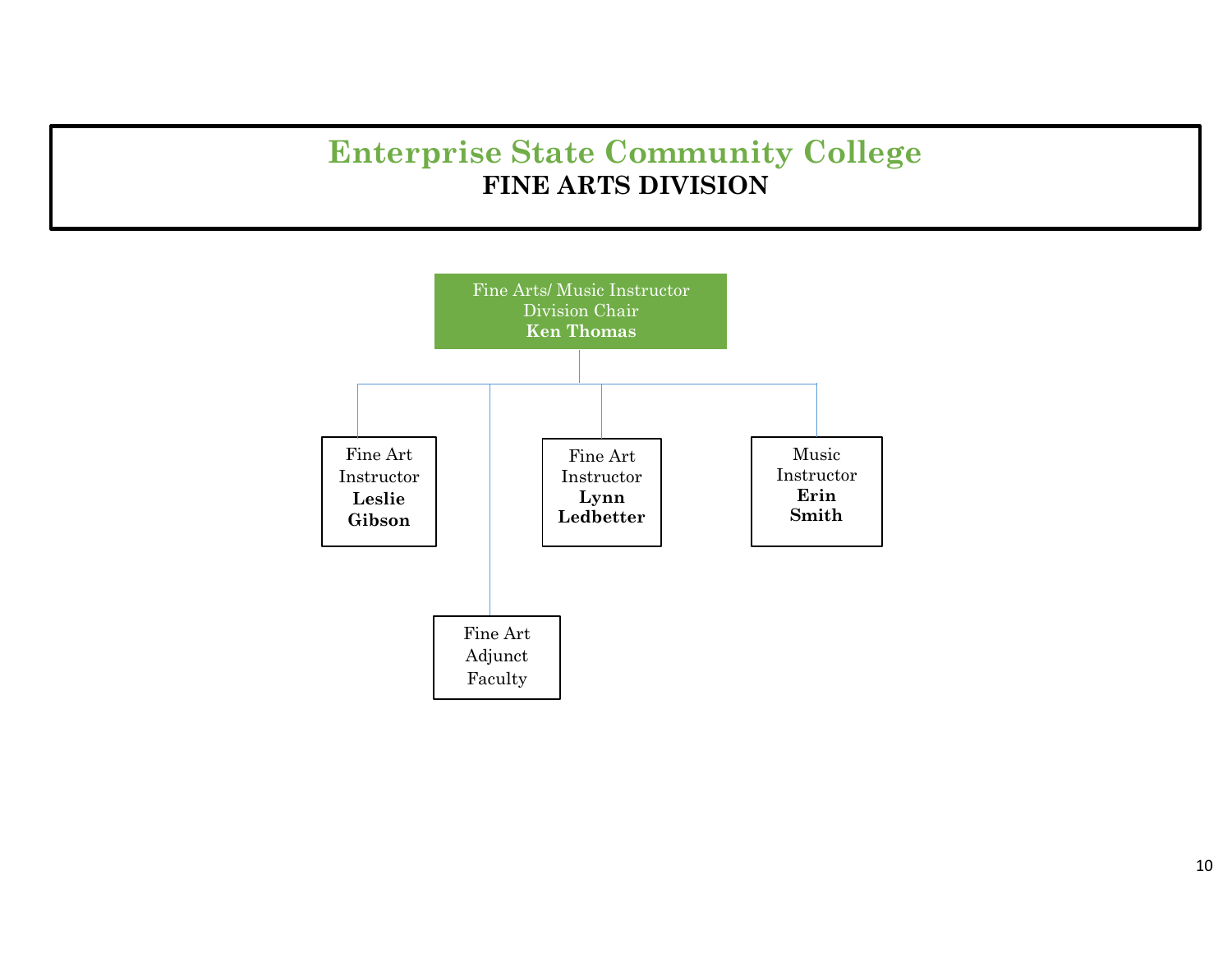# Enterprise State Community College

## FINE ARTS DIVISION

Fine Arts/ Music Instructor
Division Chair
**Ken Thomas**

- Fine Art Instructor **Leslie Gibson**
- Fine Art Adjunct Faculty
- Fine Art Instructor **Lynn Ledbetter**
- Music Instructor **Erin Smith**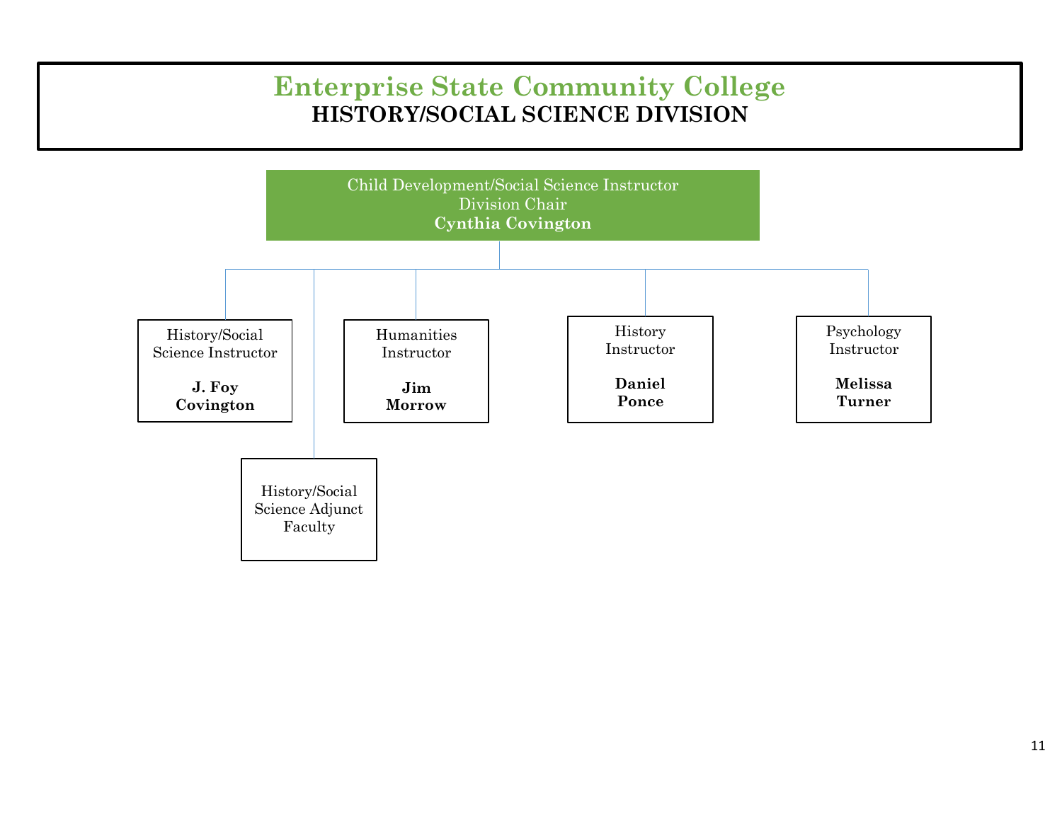# Enterprise State Community College

## HISTORY/SOCIAL SCIENCE DIVISION

Child Development/Social Science Instructor
Division Chair
**Cynthia Covington**

- History/Social Science Instructor
  **J. Foy Covington**
- History/Social Science Adjunct Faculty
- Humanities Instructor
  **Jim Morrow**
- History Instructor
  **Daniel Ponce**
- Psychology Instructor
  **Melissa Turner**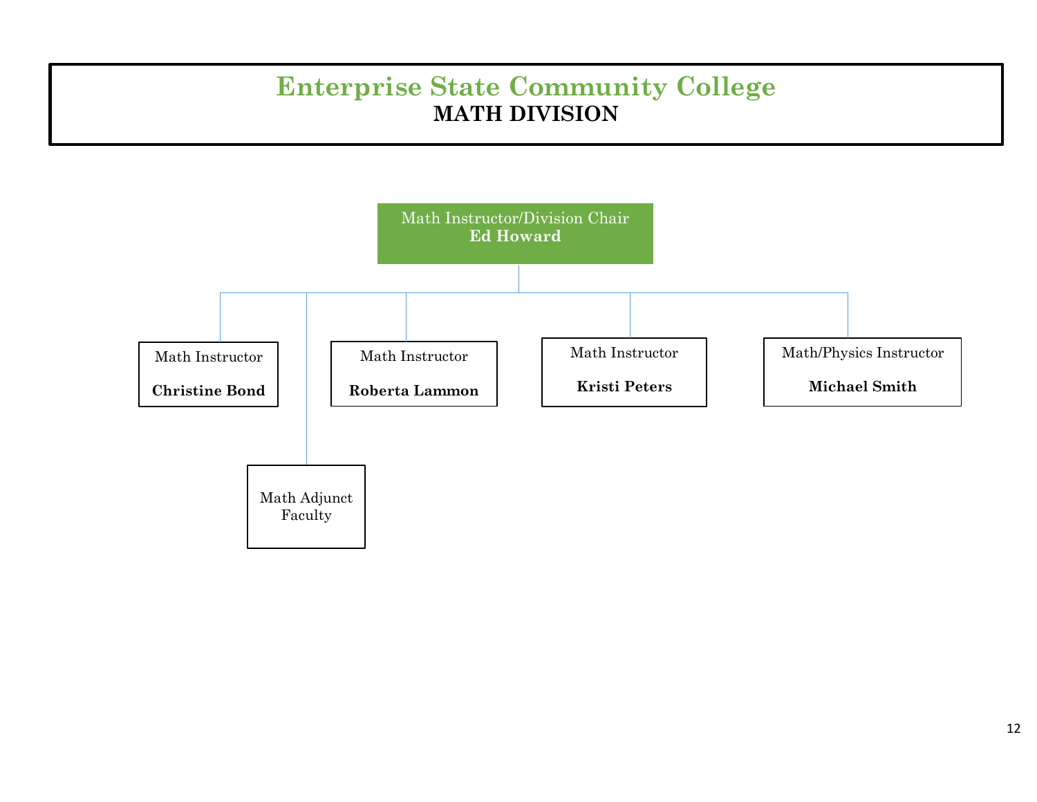# Enterprise State Community College

## MATH DIVISION

**Math Instructor/Division Chair**
**Ed Howard**

- Math Instructor — **Christine Bond**
- Math Adjunct Faculty
- Math Instructor — **Roberta Lammon**
- Math Instructor — **Kristi Peters**
- Math/Physics Instructor — **Michael Smith**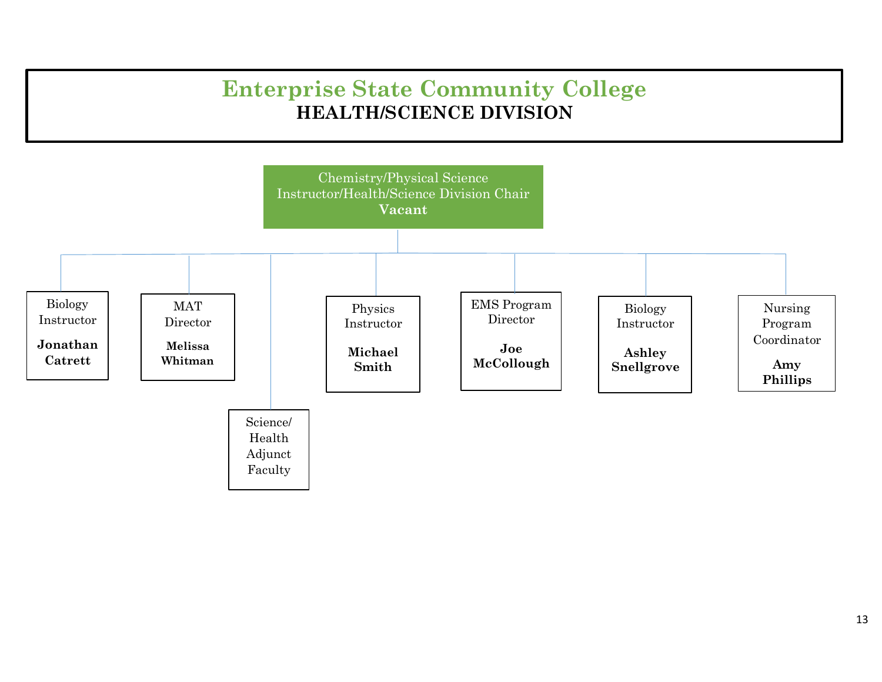# Enterprise State Community College

## HEALTH/SCIENCE DIVISION

**Chemistry/Physical Science Instructor/Health/Science Division Chair**
**Vacant**

- Biology Instructor — **Jonathan Catrett**
- MAT Director — **Melissa Whitman**
- Science/Health Adjunct Faculty
- Physics Instructor — **Michael Smith**
- EMS Program Director — **Joe McCollough**
- Biology Instructor — **Ashley Snellgrove**
- Nursing Program Coordinator — **Amy Phillips**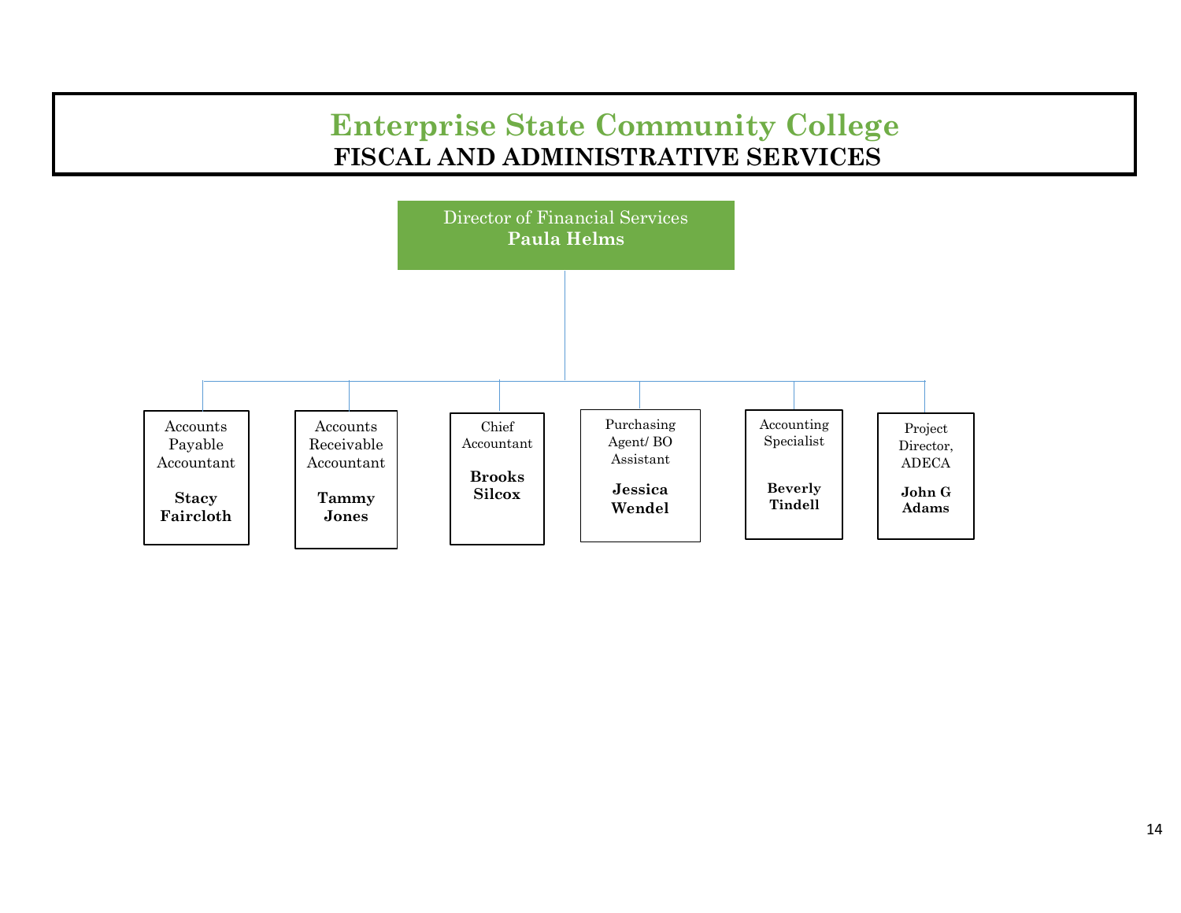# Enterprise State Community College

## FISCAL AND ADMINISTRATIVE SERVICES

Director of Financial Services
**Paula Helms**

- Accounts Payable Accountant — **Stacy Faircloth**
- Accounts Receivable Accountant — **Tammy Jones**
- Chief Accountant — **Brooks Silcox**
- Purchasing Agent/ BO Assistant — **Jessica Wendel**
- Accounting Specialist — **Beverly Tindell**
- Project Director, ADECA — **John G Adams**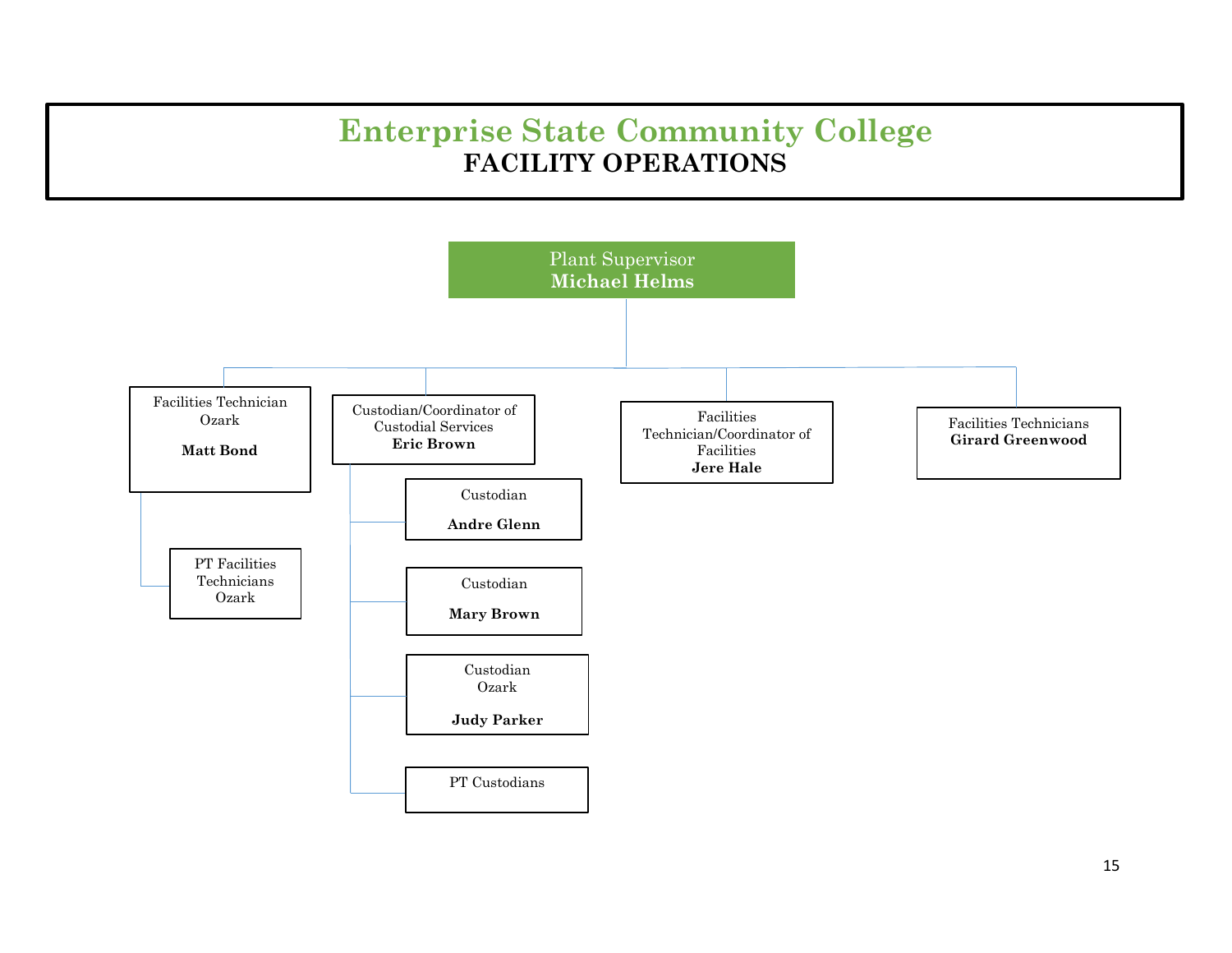# Enterprise State Community College

## FACILITY OPERATIONS

Plant Supervisor
**Michael Helms**

- Facilities Technician Ozark
  **Matt Bond**
  - PT Facilities Technicians Ozark
- Custodian/Coordinator of Custodial Services
  **Eric Brown**
  - Custodian
    **Andre Glenn**
  - Custodian
    **Mary Brown**
  - Custodian Ozark
    **Judy Parker**
  - PT Custodians
- Facilities Technician/Coordinator of Facilities
  **Jere Hale**
- Facilities Technicians
  **Girard Greenwood**